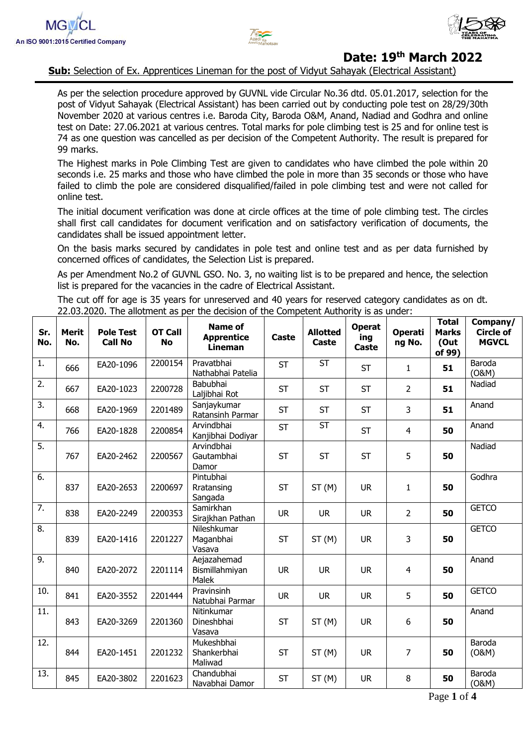MGVCL
An ISO 9001:2015 Certified Company

**Date: 19th March 2022**

**Sub:** Selection of Ex. Apprentices Lineman for the post of Vidyut Sahayak (Electrical Assistant)

As per the selection procedure approved by GUVNL vide Circular No.36 dtd. 05.01.2017, selection for the post of Vidyut Sahayak (Electrical Assistant) has been carried out by conducting pole test on 28/29/30th November 2020 at various centres i.e. Baroda City, Baroda O&M, Anand, Nadiad and Godhra and online test on Date: 27.06.2021 at various centres. Total marks for pole climbing test is 25 and for online test is 74 as one question was cancelled as per decision of the Competent Authority. The result is prepared for 99 marks.

The Highest marks in Pole Climbing Test are given to candidates who have climbed the pole within 20 seconds i.e. 25 marks and those who have climbed the pole in more than 35 seconds or those who have failed to climb the pole are considered disqualified/failed in pole climbing test and were not called for online test.

The initial document verification was done at circle offices at the time of pole climbing test. The circles shall first call candidates for document verification and on satisfactory verification of documents, the candidates shall be issued appointment letter.

On the basis marks secured by candidates in pole test and online test and as per data furnished by concerned offices of candidates, the Selection List is prepared.

As per Amendment No.2 of GUVNL GSO. No. 3, no waiting list is to be prepared and hence, the selection list is prepared for the vacancies in the cadre of Electrical Assistant.

The cut off for age is 35 years for unreserved and 40 years for reserved category candidates as on dt. 22.03.2020. The allotment as per the decision of the Competent Authority is as under:

| Sr. No. | Merit No. | Pole Test Call No | OT Call No | Name of Apprentice Lineman | Caste | Allotted Caste | Operating Caste | Operating No. | Total Marks (Out of 99) | Company/ Circle of MGVCL |
|---|---|---|---|---|---|---|---|---|---|---|
| 1. | 666 | EA20-1096 | 2200154 | Pravatbhai Nathabhai Patelia | ST | ST | ST | 1 | **51** | Baroda (O&M) |
| 2. | 667 | EA20-1023 | 2200728 | Babubhai Laljibhai Rot | ST | ST | ST | 2 | **51** | Nadiad |
| 3. | 668 | EA20-1969 | 2201489 | Sanjaykumar Ratansinh Parmar | ST | ST | ST | 3 | **51** | Anand |
| 4. | 766 | EA20-1828 | 2200854 | Arvindbhai Kanjibhai Dodiyar | ST | ST | ST | 4 | **50** | Anand |
| 5. | 767 | EA20-2462 | 2200567 | Arvindbhai Gautambhai Damor | ST | ST | ST | 5 | **50** | Nadiad |
| 6. | 837 | EA20-2653 | 2200697 | Pintubhai Rratansing Sangada | ST | ST (M) | UR | 1 | **50** | Godhra |
| 7. | 838 | EA20-2249 | 2200353 | Samirkhan Sirajkhan Pathan | UR | UR | UR | 2 | **50** | GETCO |
| 8. | 839 | EA20-1416 | 2201227 | Nileshkumar Maganbhai Vasava | ST | ST (M) | UR | 3 | **50** | GETCO |
| 9. | 840 | EA20-2072 | 2201114 | Aejazahemad Bismillahmiyan Malek | UR | UR | UR | 4 | **50** | Anand |
| 10. | 841 | EA20-3552 | 2201444 | Pravinsinh Natubhai Parmar | UR | UR | UR | 5 | **50** | GETCO |
| 11. | 843 | EA20-3269 | 2201360 | Nitinkumar Dineshbhai Vasava | ST | ST (M) | UR | 6 | **50** | Anand |
| 12. | 844 | EA20-1451 | 2201232 | Mukeshbhai Shankerbhai Maliwad | ST | ST (M) | UR | 7 | **50** | Baroda (O&M) |
| 13. | 845 | EA20-3802 | 2201623 | Chandubhai Navabhai Damor | ST | ST (M) | UR | 8 | **50** | Baroda (O&M) |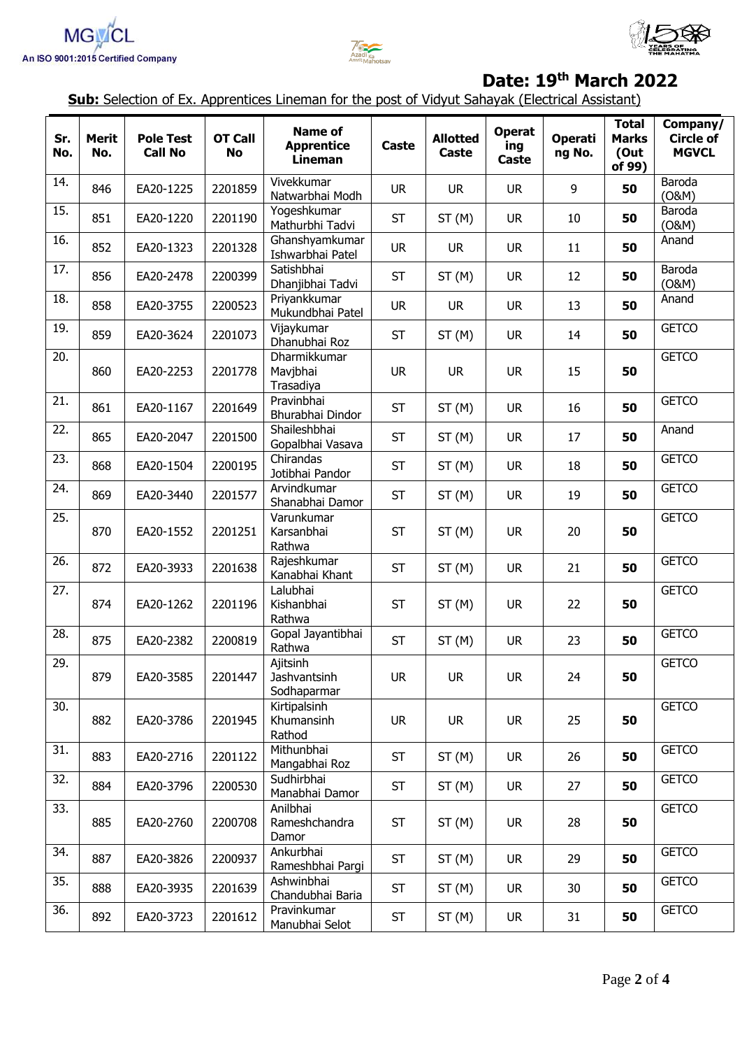MGVCL
An ISO 9001:2015 Certified Company

**Date: 19th March 2022**

**Sub:** Selection of Ex. Apprentices Lineman for the post of Vidyut Sahayak (Electrical Assistant)

| Sr. No. | Merit No. | Pole Test Call No | OT Call No | Name of Apprentice Lineman | Caste | Allotted Caste | Operating Caste | Operating No. | Total Marks (Out of 99) | Company/ Circle of MGVCL |
|---|---|---|---|---|---|---|---|---|---|---|
| 14. | 846 | EA20-1225 | 2201859 | Vivekkumar Natwarbhai Modh | UR | UR | UR | 9 | **50** | Baroda (O&M) |
| 15. | 851 | EA20-1220 | 2201190 | Yogeshkumar Mathurbhi Tadvi | ST | ST (M) | UR | 10 | **50** | Baroda (O&M) |
| 16. | 852 | EA20-1323 | 2201328 | Ghanshyamkumar Ishwarbhai Patel | UR | UR | UR | 11 | **50** | Anand |
| 17. | 856 | EA20-2478 | 2200399 | Satishbhai Dhanjibhai Tadvi | ST | ST (M) | UR | 12 | **50** | Baroda (O&M) |
| 18. | 858 | EA20-3755 | 2200523 | Priyankkumar Mukundbhai Patel | UR | UR | UR | 13 | **50** | Anand |
| 19. | 859 | EA20-3624 | 2201073 | Vijaykumar Dhanubhai Roz | ST | ST (M) | UR | 14 | **50** | GETCO |
| 20. | 860 | EA20-2253 | 2201778 | Dharmikkumar Mavjbhai Trasadiya | UR | UR | UR | 15 | **50** | GETCO |
| 21. | 861 | EA20-1167 | 2201649 | Pravinbhai Bhurabhai Dindor | ST | ST (M) | UR | 16 | **50** | GETCO |
| 22. | 865 | EA20-2047 | 2201500 | Shaileshbhai Gopalbhai Vasava | ST | ST (M) | UR | 17 | **50** | Anand |
| 23. | 868 | EA20-1504 | 2200195 | Chirandas Jotibhai Pandor | ST | ST (M) | UR | 18 | **50** | GETCO |
| 24. | 869 | EA20-3440 | 2201577 | Arvindkumar Shanabhai Damor | ST | ST (M) | UR | 19 | **50** | GETCO |
| 25. | 870 | EA20-1552 | 2201251 | Varunkumar Karsanbhai Rathwa | ST | ST (M) | UR | 20 | **50** | GETCO |
| 26. | 872 | EA20-3933 | 2201638 | Rajeshkumar Kanabhai Khant | ST | ST (M) | UR | 21 | **50** | GETCO |
| 27. | 874 | EA20-1262 | 2201196 | Lalubhai Kishanbhai Rathwa | ST | ST (M) | UR | 22 | **50** | GETCO |
| 28. | 875 | EA20-2382 | 2200819 | Gopal Jayantibhai Rathwa | ST | ST (M) | UR | 23 | **50** | GETCO |
| 29. | 879 | EA20-3585 | 2201447 | Ajitsinh Jashvantsinh Sodhaparmar | UR | UR | UR | 24 | **50** | GETCO |
| 30. | 882 | EA20-3786 | 2201945 | Kirtipalsinh Khumansinh Rathod | UR | UR | UR | 25 | **50** | GETCO |
| 31. | 883 | EA20-2716 | 2201122 | Mithunbhai Mangabhai Roz | ST | ST (M) | UR | 26 | **50** | GETCO |
| 32. | 884 | EA20-3796 | 2200530 | Sudhirbhai Manabhai Damor | ST | ST (M) | UR | 27 | **50** | GETCO |
| 33. | 885 | EA20-2760 | 2200708 | Anilbhai Rameshchandra Damor | ST | ST (M) | UR | 28 | **50** | GETCO |
| 34. | 887 | EA20-3826 | 2200937 | Ankurbhai Rameshbhai Pargi | ST | ST (M) | UR | 29 | **50** | GETCO |
| 35. | 888 | EA20-3935 | 2201639 | Ashwinbhai Chandubhai Baria | ST | ST (M) | UR | 30 | **50** | GETCO |
| 36. | 892 | EA20-3723 | 2201612 | Pravinkumar Manubhai Selot | ST | ST (M) | UR | 31 | **50** | GETCO |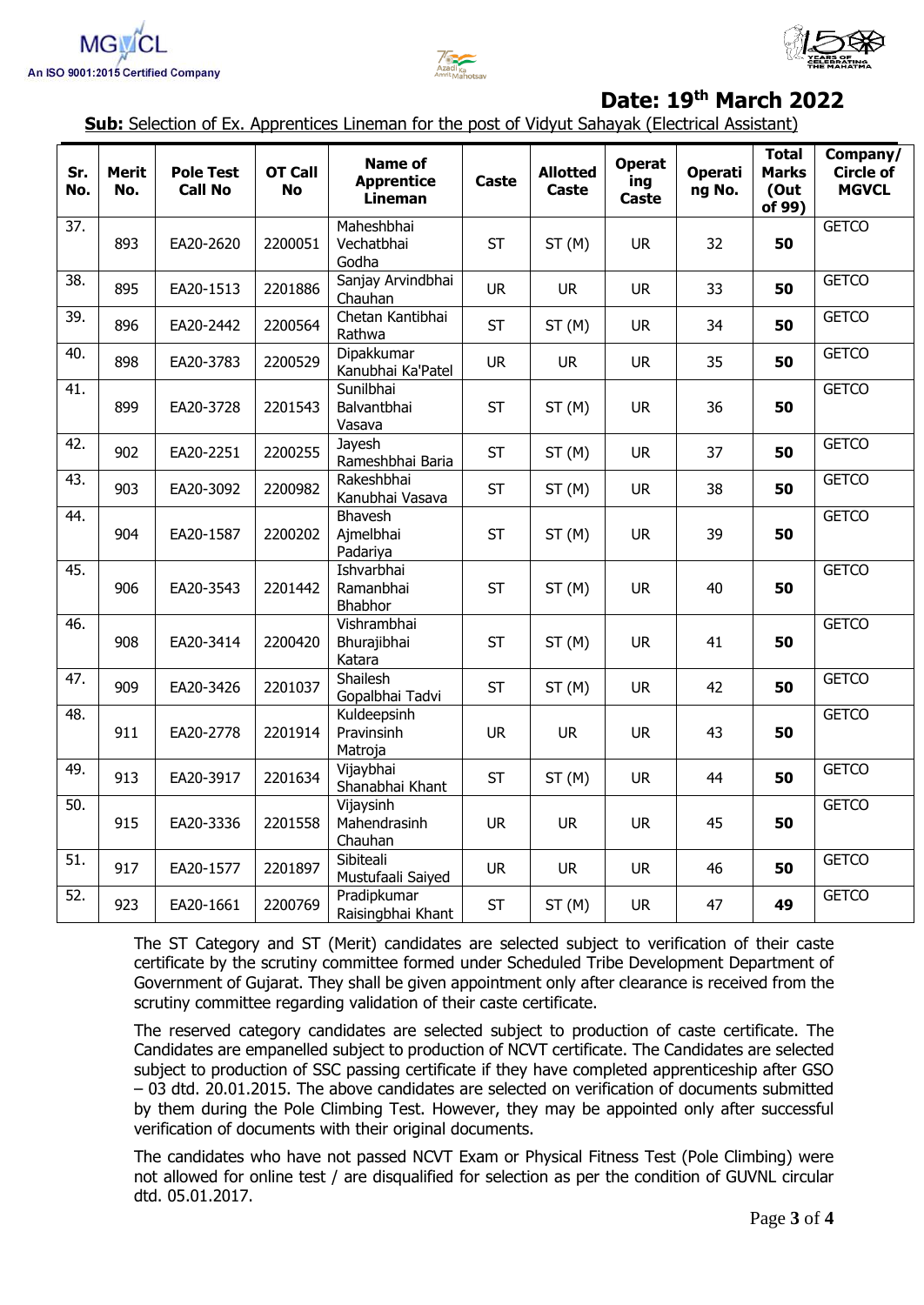**Date: 19th March 2022**

**Sub:** Selection of Ex. Apprentices Lineman for the post of Vidyut Sahayak (Electrical Assistant)

| Sr. No. | Merit No. | Pole Test Call No | OT Call No | Name of Apprentice Lineman | Caste | Allotted Caste | Operating Caste | Operating No. | Total Marks (Out of 99) | Company/ Circle of MGVCL |
|---|---|---|---|---|---|---|---|---|---|---|
| 37. | 893 | EA20-2620 | 2200051 | Maheshbhai Vechatbhai Godha | ST | ST (M) | UR | 32 | **50** | GETCO |
| 38. | 895 | EA20-1513 | 2201886 | Sanjay Arvindbhai Chauhan | UR | UR | UR | 33 | **50** | GETCO |
| 39. | 896 | EA20-2442 | 2200564 | Chetan Kantibhai Rathwa | ST | ST (M) | UR | 34 | **50** | GETCO |
| 40. | 898 | EA20-3783 | 2200529 | Dipakkumar Kanubhai Ka'Patel | UR | UR | UR | 35 | **50** | GETCO |
| 41. | 899 | EA20-3728 | 2201543 | Sunilbhai Balvantbhai Vasava | ST | ST (M) | UR | 36 | **50** | GETCO |
| 42. | 902 | EA20-2251 | 2200255 | Jayesh Rameshbhai Baria | ST | ST (M) | UR | 37 | **50** | GETCO |
| 43. | 903 | EA20-3092 | 2200982 | Rakeshbhai Kanubhai Vasava | ST | ST (M) | UR | 38 | **50** | GETCO |
| 44. | 904 | EA20-1587 | 2200202 | Bhavesh Ajmelbhai Padariya | ST | ST (M) | UR | 39 | **50** | GETCO |
| 45. | 906 | EA20-3543 | 2201442 | Ishvarbhai Ramanbhai Bhabhor | ST | ST (M) | UR | 40 | **50** | GETCO |
| 46. | 908 | EA20-3414 | 2200420 | Vishrambhai Bhurajibhai Katara | ST | ST (M) | UR | 41 | **50** | GETCO |
| 47. | 909 | EA20-3426 | 2201037 | Shailesh Gopalbhai Tadvi | ST | ST (M) | UR | 42 | **50** | GETCO |
| 48. | 911 | EA20-2778 | 2201914 | Kuldeepsinh Pravinsinh Matroja | UR | UR | UR | 43 | **50** | GETCO |
| 49. | 913 | EA20-3917 | 2201634 | Vijaybhai Shanabhai Khant | ST | ST (M) | UR | 44 | **50** | GETCO |
| 50. | 915 | EA20-3336 | 2201558 | Vijaysinh Mahendrasinh Chauhan | UR | UR | UR | 45 | **50** | GETCO |
| 51. | 917 | EA20-1577 | 2201897 | Sibiteali Mustufaali Saiyed | UR | UR | UR | 46 | **50** | GETCO |
| 52. | 923 | EA20-1661 | 2200769 | Pradipkumar Raisingbhai Khant | ST | ST (M) | UR | 47 | **49** | GETCO |

The ST Category and ST (Merit) candidates are selected subject to verification of their caste certificate by the scrutiny committee formed under Scheduled Tribe Development Department of Government of Gujarat. They shall be given appointment only after clearance is received from the scrutiny committee regarding validation of their caste certificate.

The reserved category candidates are selected subject to production of caste certificate. The Candidates are empanelled subject to production of NCVT certificate. The Candidates are selected subject to production of SSC passing certificate if they have completed apprenticeship after GSO – 03 dtd. 20.01.2015. The above candidates are selected on verification of documents submitted by them during the Pole Climbing Test. However, they may be appointed only after successful verification of documents with their original documents.

The candidates who have not passed NCVT Exam or Physical Fitness Test (Pole Climbing) were not allowed for online test / are disqualified for selection as per the condition of GUVNL circular dtd. 05.01.2017.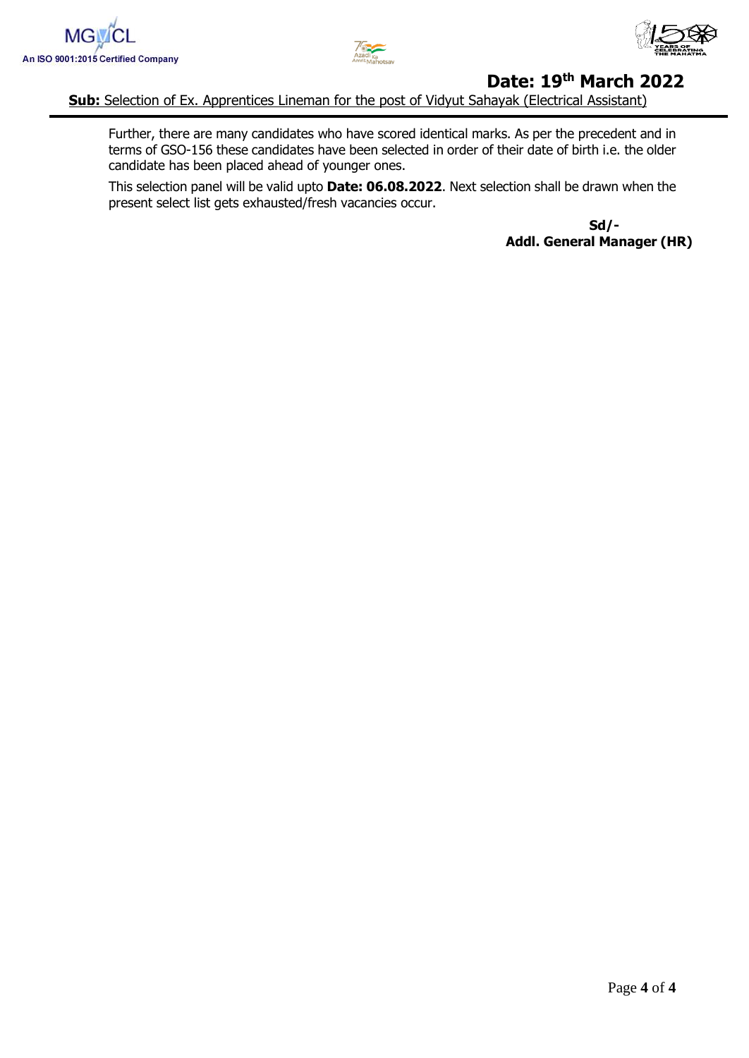Further, there are many candidates who have scored identical marks. As per the precedent and in terms of GSO-156 these candidates have been selected in order of their date of birth i.e. the older candidate has been placed ahead of younger ones.

This selection panel will be valid upto **Date: 06.08.2022**. Next selection shall be drawn when the present select list gets exhausted/fresh vacancies occur.

**Sd/-**
**Addl. General Manager (HR)**